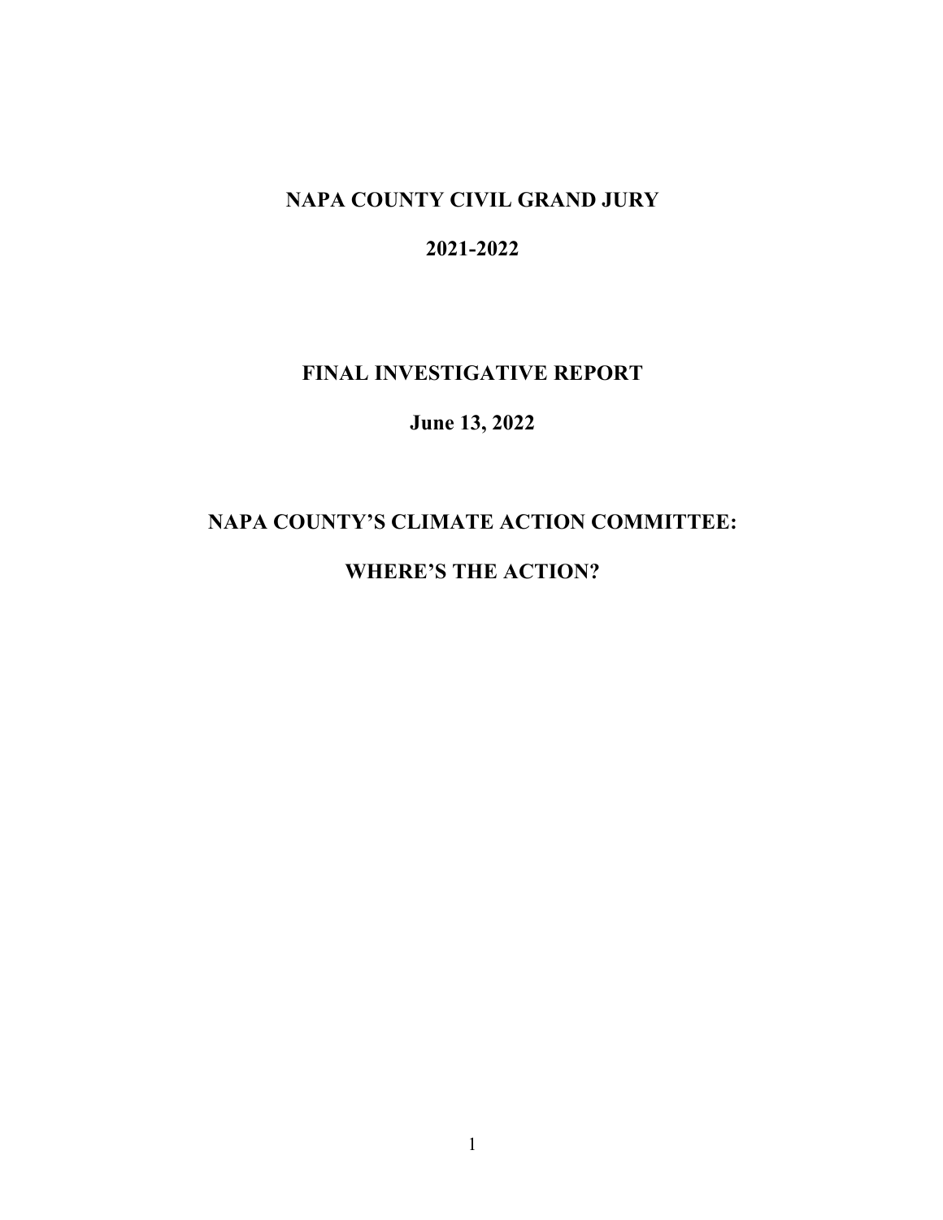# NAPA COUNTY CIVIL GRAND JURY

## 2021-2022

## FINAL INVESTIGATIVE REPORT

## June 13, 2022

# NAPA COUNTY'S CLIMATE ACTION COMMITTEE:

# WHERE'S THE ACTION?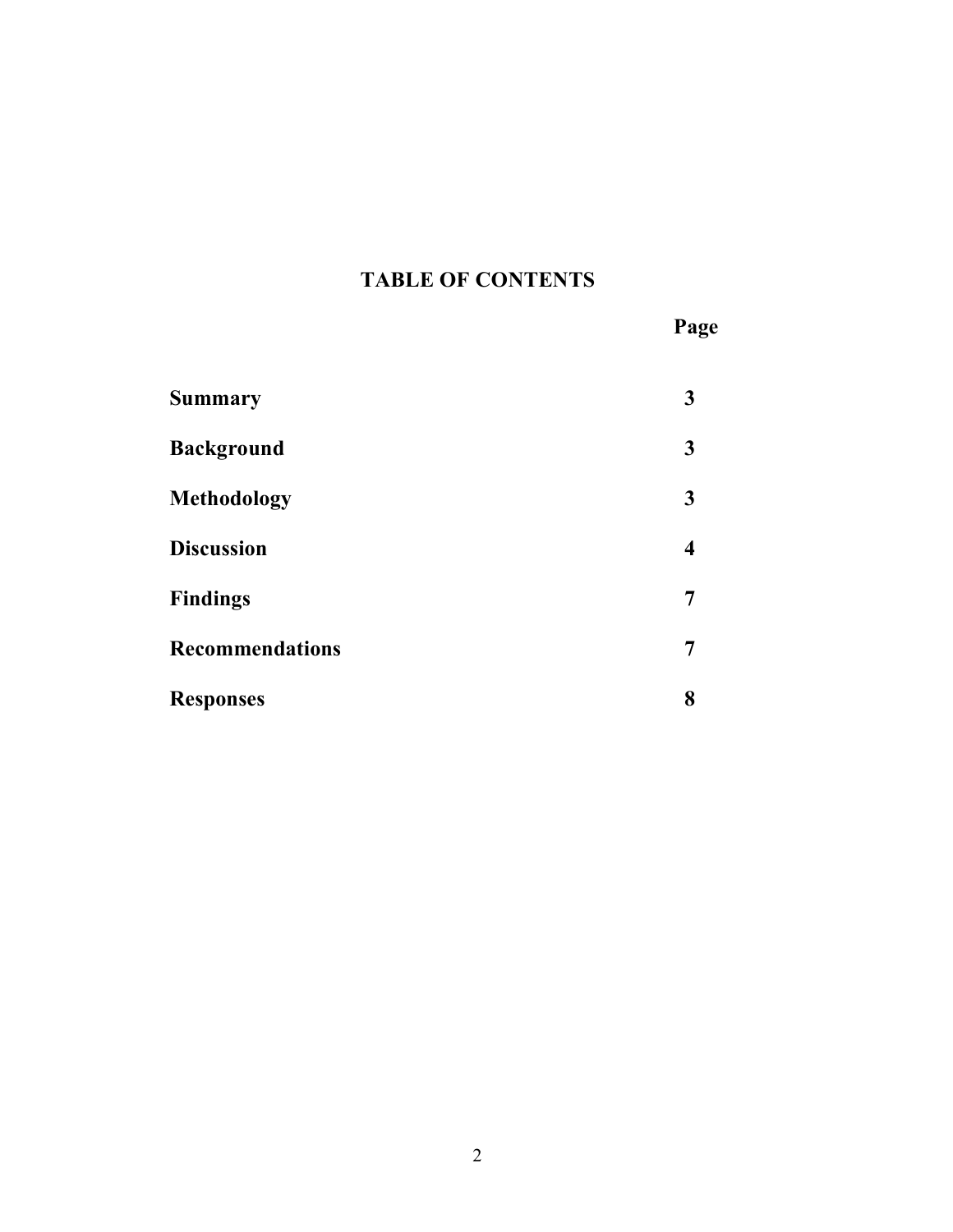# TABLE OF CONTENTS

| | Page |
|---|---|
| **Summary** | **3** |
| **Background** | **3** |
| **Methodology** | **3** |
| **Discussion** | **4** |
| **Findings** | **7** |
| **Recommendations** | **7** |
| **Responses** | **8** |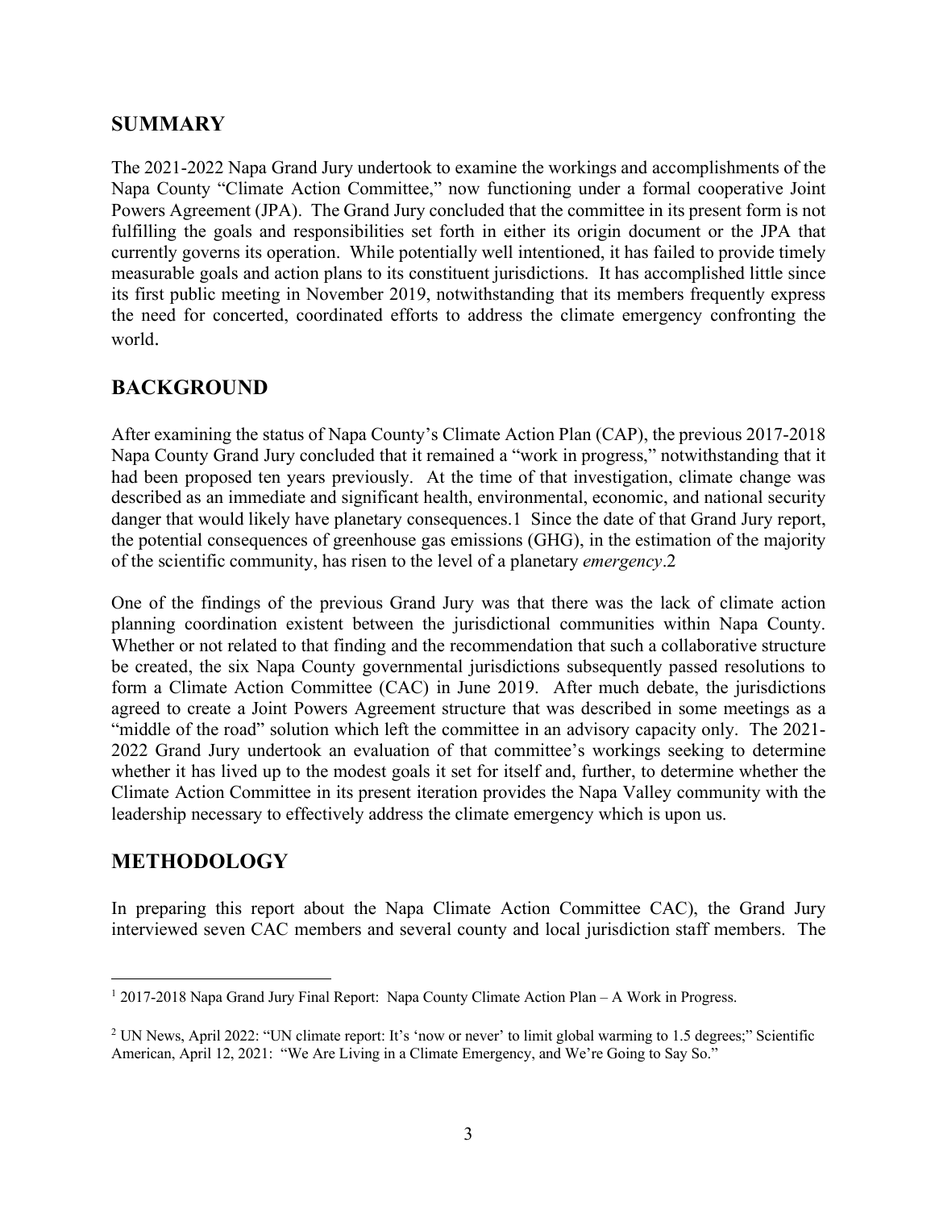## SUMMARY

The 2021-2022 Napa Grand Jury undertook to examine the workings and accomplishments of the Napa County "Climate Action Committee," now functioning under a formal cooperative Joint Powers Agreement (JPA). The Grand Jury concluded that the committee in its present form is not fulfilling the goals and responsibilities set forth in either its origin document or the JPA that currently governs its operation. While potentially well intentioned, it has failed to provide timely measurable goals and action plans to its constituent jurisdictions. It has accomplished little since its first public meeting in November 2019, notwithstanding that its members frequently express the need for concerted, coordinated efforts to address the climate emergency confronting the world.

## BACKGROUND

After examining the status of Napa County's Climate Action Plan (CAP), the previous 2017-2018 Napa County Grand Jury concluded that it remained a "work in progress," notwithstanding that it had been proposed ten years previously. At the time of that investigation, climate change was described as an immediate and significant health, environmental, economic, and national security danger that would likely have planetary consequences.[1] Since the date of that Grand Jury report, the potential consequences of greenhouse gas emissions (GHG), in the estimation of the majority of the scientific community, has risen to the level of a planetary *emergency*.[2]

One of the findings of the previous Grand Jury was that there was the lack of climate action planning coordination existent between the jurisdictional communities within Napa County. Whether or not related to that finding and the recommendation that such a collaborative structure be created, the six Napa County governmental jurisdictions subsequently passed resolutions to form a Climate Action Committee (CAC) in June 2019. After much debate, the jurisdictions agreed to create a Joint Powers Agreement structure that was described in some meetings as a "middle of the road" solution which left the committee in an advisory capacity only. The 2021-2022 Grand Jury undertook an evaluation of that committee's workings seeking to determine whether it has lived up to the modest goals it set for itself and, further, to determine whether the Climate Action Committee in its present iteration provides the Napa Valley community with the leadership necessary to effectively address the climate emergency which is upon us.

## METHODOLOGY

In preparing this report about the Napa Climate Action Committee CAC), the Grand Jury interviewed seven CAC members and several county and local jurisdiction staff members. The

---

[1] 2017-2018 Napa Grand Jury Final Report: Napa County Climate Action Plan – A Work in Progress.

[2] UN News, April 2022: "UN climate report: It's 'now or never' to limit global warming to 1.5 degrees;" Scientific American, April 12, 2021: "We Are Living in a Climate Emergency, and We're Going to Say So."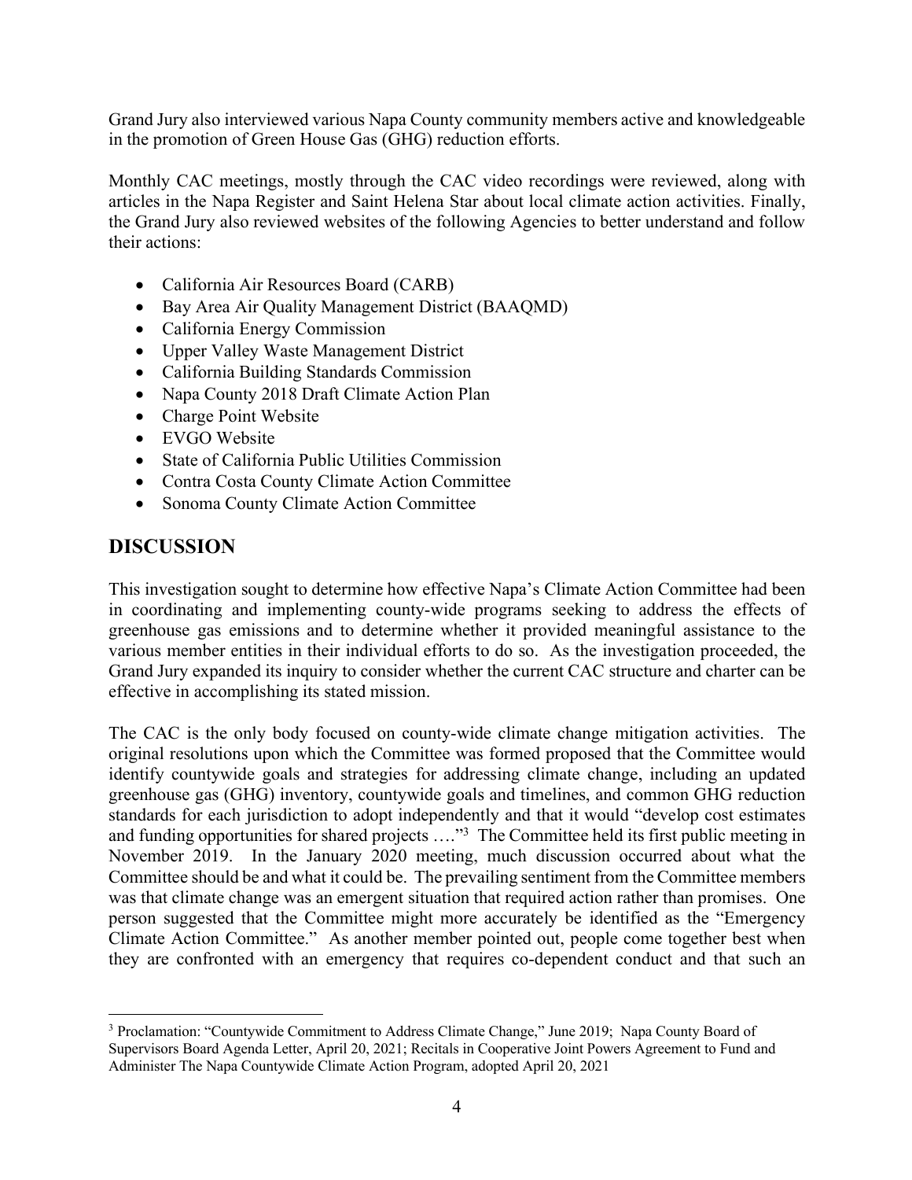Grand Jury also interviewed various Napa County community members active and knowledgeable in the promotion of Green House Gas (GHG) reduction efforts.

Monthly CAC meetings, mostly through the CAC video recordings were reviewed, along with articles in the Napa Register and Saint Helena Star about local climate action activities. Finally, the Grand Jury also reviewed websites of the following Agencies to better understand and follow their actions:

- California Air Resources Board (CARB)
- Bay Area Air Quality Management District (BAAQMD)
- California Energy Commission
- Upper Valley Waste Management District
- California Building Standards Commission
- Napa County 2018 Draft Climate Action Plan
- Charge Point Website
- EVGO Website
- State of California Public Utilities Commission
- Contra Costa County Climate Action Committee
- Sonoma County Climate Action Committee

## DISCUSSION

This investigation sought to determine how effective Napa's Climate Action Committee had been in coordinating and implementing county-wide programs seeking to address the effects of greenhouse gas emissions and to determine whether it provided meaningful assistance to the various member entities in their individual efforts to do so. As the investigation proceeded, the Grand Jury expanded its inquiry to consider whether the current CAC structure and charter can be effective in accomplishing its stated mission.

The CAC is the only body focused on county-wide climate change mitigation activities. The original resolutions upon which the Committee was formed proposed that the Committee would identify countywide goals and strategies for addressing climate change, including an updated greenhouse gas (GHG) inventory, countywide goals and timelines, and common GHG reduction standards for each jurisdiction to adopt independently and that it would "develop cost estimates and funding opportunities for shared projects …."[3] The Committee held its first public meeting in November 2019. In the January 2020 meeting, much discussion occurred about what the Committee should be and what it could be. The prevailing sentiment from the Committee members was that climate change was an emergent situation that required action rather than promises. One person suggested that the Committee might more accurately be identified as the "Emergency Climate Action Committee." As another member pointed out, people come together best when they are confronted with an emergency that requires co-dependent conduct and that such an

[3] Proclamation: "Countywide Commitment to Address Climate Change," June 2019; Napa County Board of Supervisors Board Agenda Letter, April 20, 2021; Recitals in Cooperative Joint Powers Agreement to Fund and Administer The Napa Countywide Climate Action Program, adopted April 20, 2021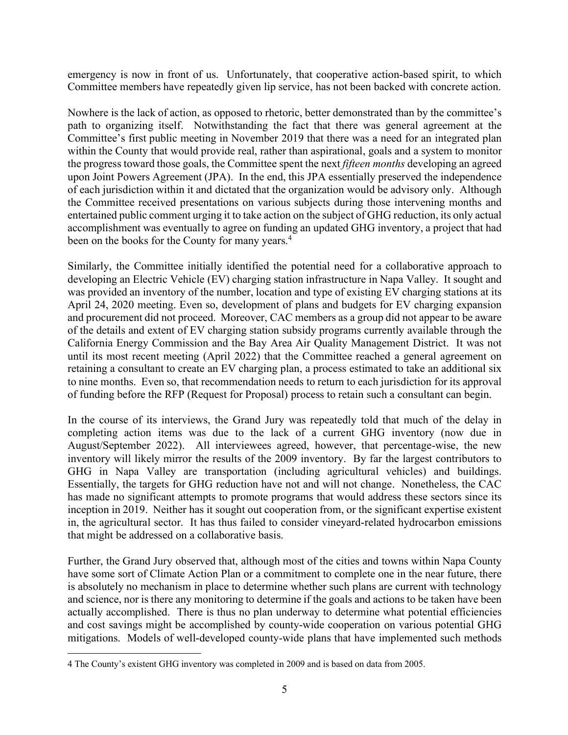emergency is now in front of us. Unfortunately, that cooperative action-based spirit, to which Committee members have repeatedly given lip service, has not been backed with concrete action.

Nowhere is the lack of action, as opposed to rhetoric, better demonstrated than by the committee's path to organizing itself. Notwithstanding the fact that there was general agreement at the Committee's first public meeting in November 2019 that there was a need for an integrated plan within the County that would provide real, rather than aspirational, goals and a system to monitor the progress toward those goals, the Committee spent the next *fifteen months* developing an agreed upon Joint Powers Agreement (JPA). In the end, this JPA essentially preserved the independence of each jurisdiction within it and dictated that the organization would be advisory only. Although the Committee received presentations on various subjects during those intervening months and entertained public comment urging it to take action on the subject of GHG reduction, its only actual accomplishment was eventually to agree on funding an updated GHG inventory, a project that had been on the books for the County for many years.[4]

Similarly, the Committee initially identified the potential need for a collaborative approach to developing an Electric Vehicle (EV) charging station infrastructure in Napa Valley. It sought and was provided an inventory of the number, location and type of existing EV charging stations at its April 24, 2020 meeting. Even so, development of plans and budgets for EV charging expansion and procurement did not proceed. Moreover, CAC members as a group did not appear to be aware of the details and extent of EV charging station subsidy programs currently available through the California Energy Commission and the Bay Area Air Quality Management District. It was not until its most recent meeting (April 2022) that the Committee reached a general agreement on retaining a consultant to create an EV charging plan, a process estimated to take an additional six to nine months. Even so, that recommendation needs to return to each jurisdiction for its approval of funding before the RFP (Request for Proposal) process to retain such a consultant can begin.

In the course of its interviews, the Grand Jury was repeatedly told that much of the delay in completing action items was due to the lack of a current GHG inventory (now due in August/September 2022). All interviewees agreed, however, that percentage-wise, the new inventory will likely mirror the results of the 2009 inventory. By far the largest contributors to GHG in Napa Valley are transportation (including agricultural vehicles) and buildings. Essentially, the targets for GHG reduction have not and will not change. Nonetheless, the CAC has made no significant attempts to promote programs that would address these sectors since its inception in 2019. Neither has it sought out cooperation from, or the significant expertise existent in, the agricultural sector. It has thus failed to consider vineyard-related hydrocarbon emissions that might be addressed on a collaborative basis.

Further, the Grand Jury observed that, although most of the cities and towns within Napa County have some sort of Climate Action Plan or a commitment to complete one in the near future, there is absolutely no mechanism in place to determine whether such plans are current with technology and science, nor is there any monitoring to determine if the goals and actions to be taken have been actually accomplished. There is thus no plan underway to determine what potential efficiencies and cost savings might be accomplished by county-wide cooperation on various potential GHG mitigations. Models of well-developed county-wide plans that have implemented such methods

---

[4] The County's existent GHG inventory was completed in 2009 and is based on data from 2005.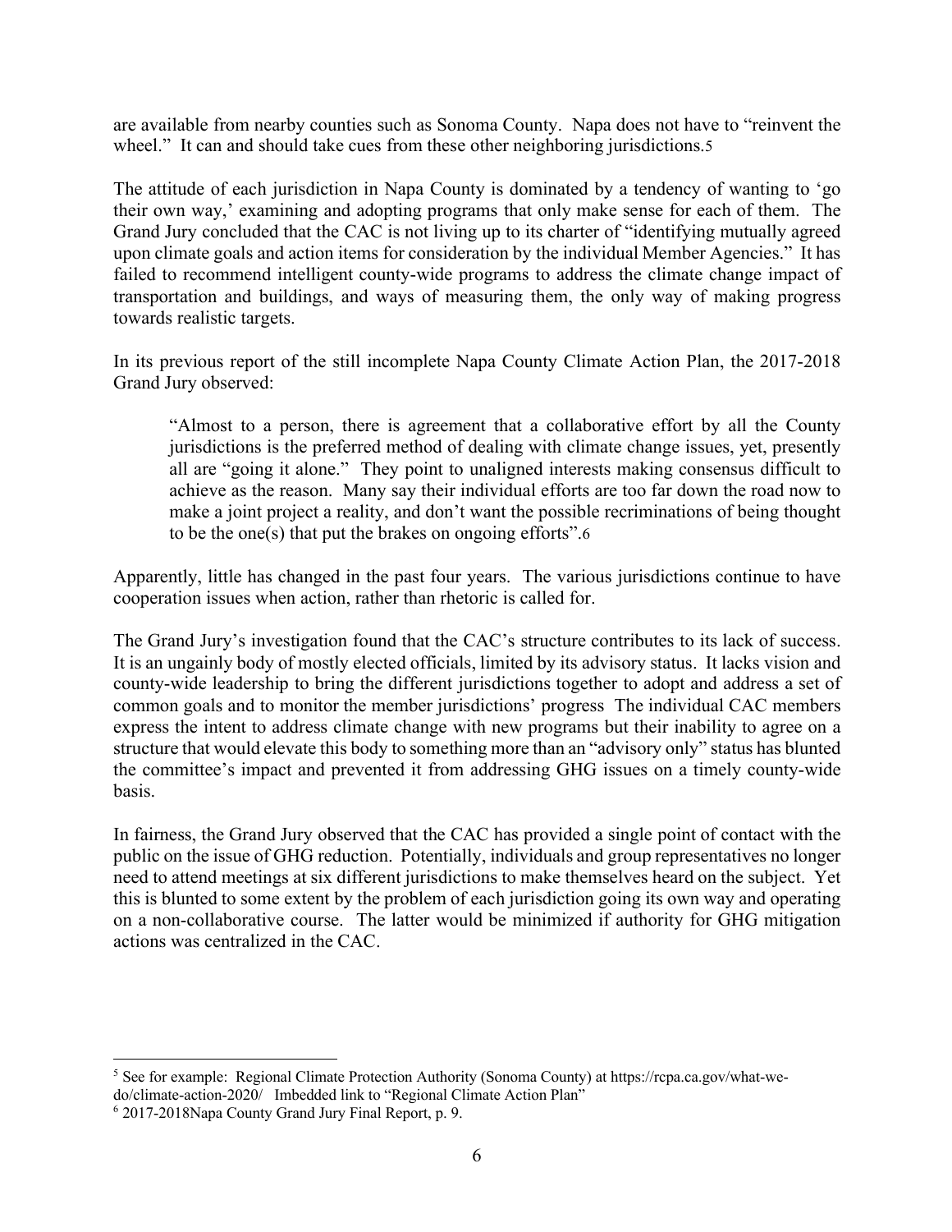are available from nearby counties such as Sonoma County. Napa does not have to "reinvent the wheel." It can and should take cues from these other neighboring jurisdictions.[5]

The attitude of each jurisdiction in Napa County is dominated by a tendency of wanting to 'go their own way,' examining and adopting programs that only make sense for each of them. The Grand Jury concluded that the CAC is not living up to its charter of "identifying mutually agreed upon climate goals and action items for consideration by the individual Member Agencies." It has failed to recommend intelligent county-wide programs to address the climate change impact of transportation and buildings, and ways of measuring them, the only way of making progress towards realistic targets.

In its previous report of the still incomplete Napa County Climate Action Plan, the 2017-2018 Grand Jury observed:

> "Almost to a person, there is agreement that a collaborative effort by all the County jurisdictions is the preferred method of dealing with climate change issues, yet, presently all are "going it alone." They point to unaligned interests making consensus difficult to achieve as the reason. Many say their individual efforts are too far down the road now to make a joint project a reality, and don't want the possible recriminations of being thought to be the one(s) that put the brakes on ongoing efforts".[6]

Apparently, little has changed in the past four years. The various jurisdictions continue to have cooperation issues when action, rather than rhetoric is called for.

The Grand Jury's investigation found that the CAC's structure contributes to its lack of success. It is an ungainly body of mostly elected officials, limited by its advisory status. It lacks vision and county-wide leadership to bring the different jurisdictions together to adopt and address a set of common goals and to monitor the member jurisdictions' progress The individual CAC members express the intent to address climate change with new programs but their inability to agree on a structure that would elevate this body to something more than an "advisory only" status has blunted the committee's impact and prevented it from addressing GHG issues on a timely county-wide basis.

In fairness, the Grand Jury observed that the CAC has provided a single point of contact with the public on the issue of GHG reduction. Potentially, individuals and group representatives no longer need to attend meetings at six different jurisdictions to make themselves heard on the subject. Yet this is blunted to some extent by the problem of each jurisdiction going its own way and operating on a non-collaborative course. The latter would be minimized if authority for GHG mitigation actions was centralized in the CAC.

---

[5] See for example: Regional Climate Protection Authority (Sonoma County) at https://rcpa.ca.gov/what-we-do/climate-action-2020/ Imbedded link to "Regional Climate Action Plan"

[6] 2017-2018Napa County Grand Jury Final Report, p. 9.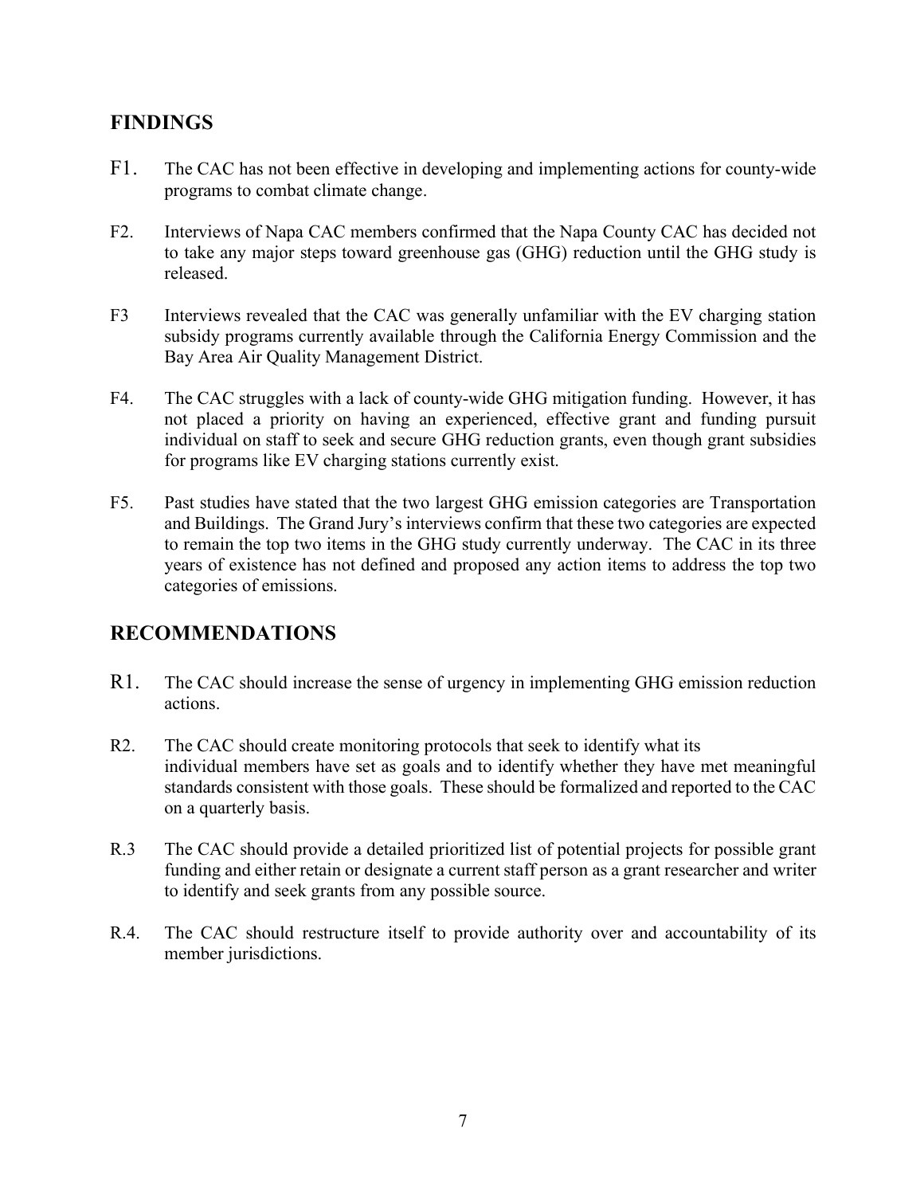## FINDINGS

F1. The CAC has not been effective in developing and implementing actions for county-wide programs to combat climate change.

F2. Interviews of Napa CAC members confirmed that the Napa County CAC has decided not to take any major steps toward greenhouse gas (GHG) reduction until the GHG study is released.

F3 Interviews revealed that the CAC was generally unfamiliar with the EV charging station subsidy programs currently available through the California Energy Commission and the Bay Area Air Quality Management District.

F4. The CAC struggles with a lack of county-wide GHG mitigation funding. However, it has not placed a priority on having an experienced, effective grant and funding pursuit individual on staff to seek and secure GHG reduction grants, even though grant subsidies for programs like EV charging stations currently exist.

F5. Past studies have stated that the two largest GHG emission categories are Transportation and Buildings. The Grand Jury's interviews confirm that these two categories are expected to remain the top two items in the GHG study currently underway. The CAC in its three years of existence has not defined and proposed any action items to address the top two categories of emissions.

## RECOMMENDATIONS

R1. The CAC should increase the sense of urgency in implementing GHG emission reduction actions.

R2. The CAC should create monitoring protocols that seek to identify what its individual members have set as goals and to identify whether they have met meaningful standards consistent with those goals. These should be formalized and reported to the CAC on a quarterly basis.

R.3 The CAC should provide a detailed prioritized list of potential projects for possible grant funding and either retain or designate a current staff person as a grant researcher and writer to identify and seek grants from any possible source.

R.4. The CAC should restructure itself to provide authority over and accountability of its member jurisdictions.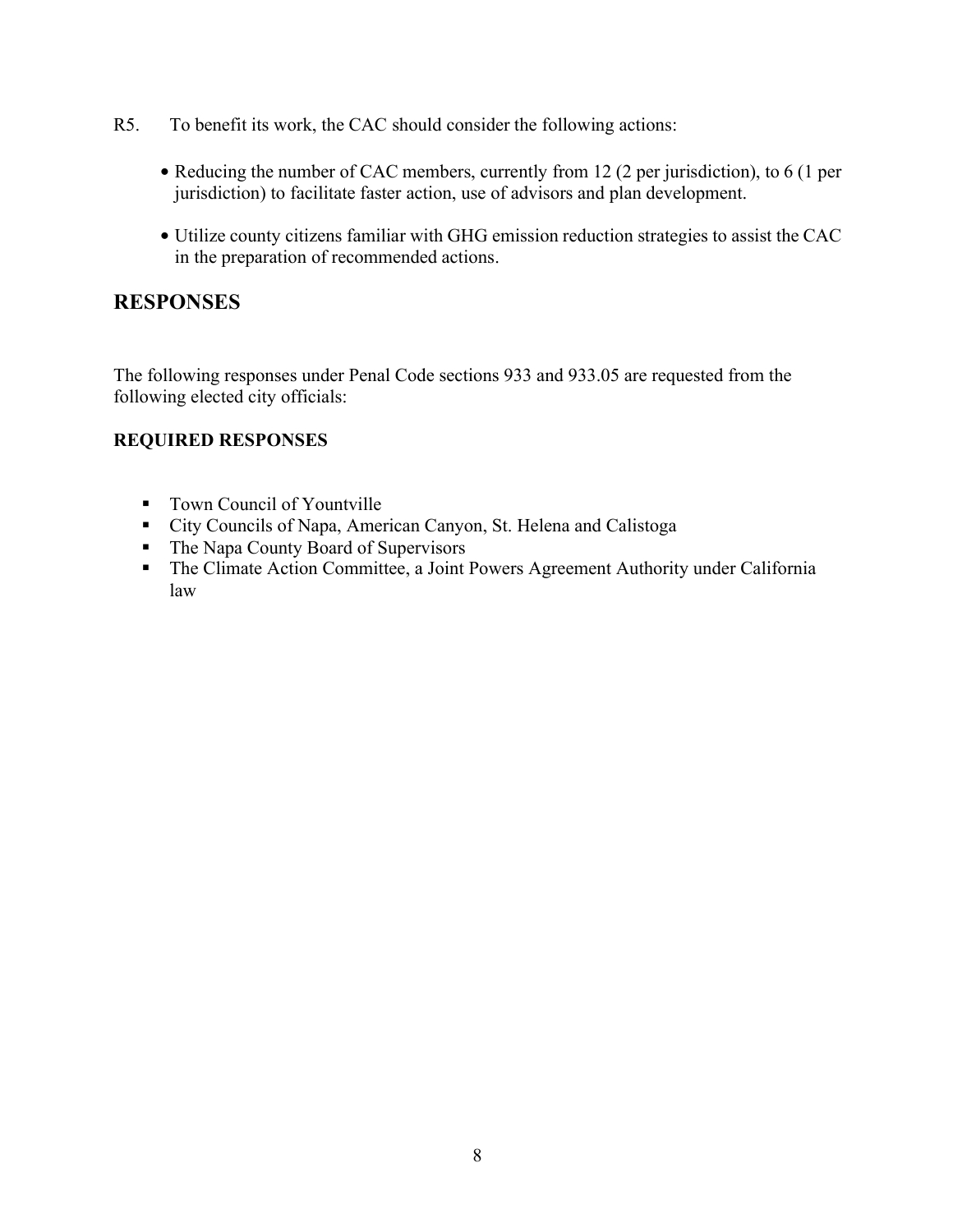R5. To benefit its work, the CAC should consider the following actions:

- Reducing the number of CAC members, currently from 12 (2 per jurisdiction), to 6 (1 per jurisdiction) to facilitate faster action, use of advisors and plan development.
- Utilize county citizens familiar with GHG emission reduction strategies to assist the CAC in the preparation of recommended actions.

## RESPONSES

The following responses under Penal Code sections 933 and 933.05 are requested from the following elected city officials:

### REQUIRED RESPONSES

- Town Council of Yountville
- City Councils of Napa, American Canyon, St. Helena and Calistoga
- The Napa County Board of Supervisors
- The Climate Action Committee, a Joint Powers Agreement Authority under California law